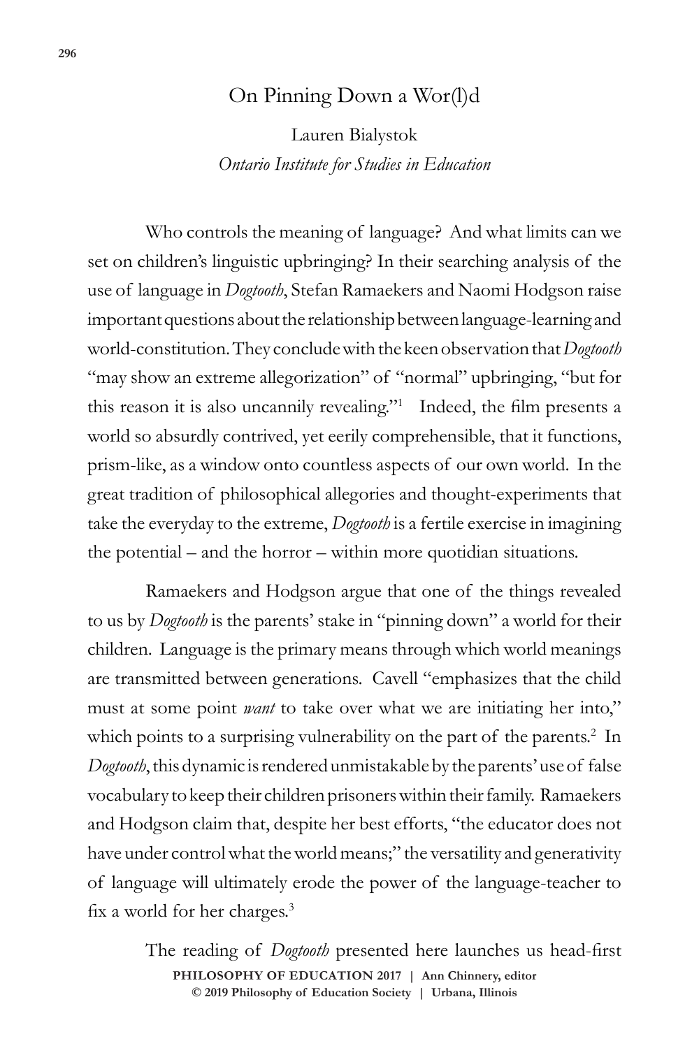# On Pinning Down a Wor(l)d

Lauren Bialystok
*Ontario Institute for Studies in Education*

Who controls the meaning of language? And what limits can we set on children's linguistic upbringing? In their searching analysis of the use of language in *Dogtooth*, Stefan Ramaekers and Naomi Hodgson raise important questions about the relationship between language-learning and world-constitution. They conclude with the keen observation that *Dogtooth* "may show an extreme allegorization" of "normal" upbringing, "but for this reason it is also uncannily revealing."[1] Indeed, the film presents a world so absurdly contrived, yet eerily comprehensible, that it functions, prism-like, as a window onto countless aspects of our own world. In the great tradition of philosophical allegories and thought-experiments that take the everyday to the extreme, *Dogtooth* is a fertile exercise in imagining the potential – and the horror – within more quotidian situations.

Ramaekers and Hodgson argue that one of the things revealed to us by *Dogtooth* is the parents' stake in "pinning down" a world for their children. Language is the primary means through which world meanings are transmitted between generations. Cavell "emphasizes that the child must at some point *want* to take over what we are initiating her into," which points to a surprising vulnerability on the part of the parents.[2] In *Dogtooth*, this dynamic is rendered unmistakable by the parents' use of false vocabulary to keep their children prisoners within their family. Ramaekers and Hodgson claim that, despite her best efforts, "the educator does not have under control what the world means;" the versatility and generativity of language will ultimately erode the power of the language-teacher to fix a world for her charges.[3]

The reading of *Dogtooth* presented here launches us head-first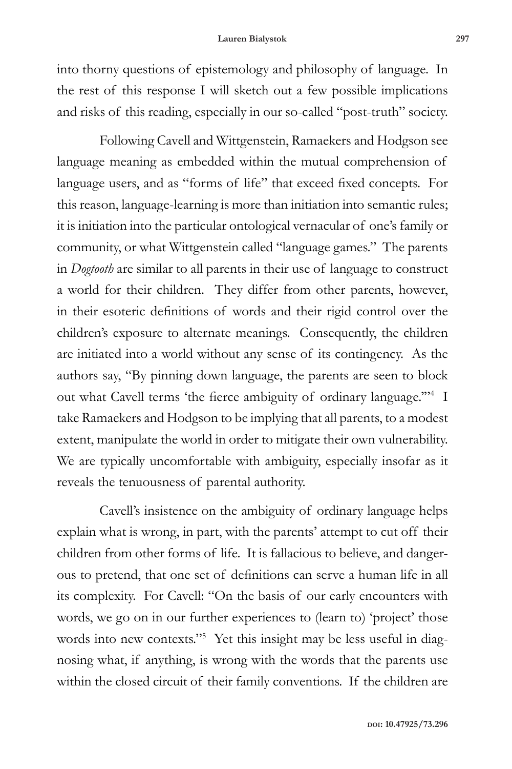into thorny questions of epistemology and philosophy of language. In the rest of this response I will sketch out a few possible implications and risks of this reading, especially in our so-called "post-truth" society.

Following Cavell and Wittgenstein, Ramaekers and Hodgson see language meaning as embedded within the mutual comprehension of language users, and as "forms of life" that exceed fixed concepts. For this reason, language-learning is more than initiation into semantic rules; it is initiation into the particular ontological vernacular of one's family or community, or what Wittgenstein called "language games." The parents in *Dogtooth* are similar to all parents in their use of language to construct a world for their children. They differ from other parents, however, in their esoteric definitions of words and their rigid control over the children's exposure to alternate meanings. Consequently, the children are initiated into a world without any sense of its contingency. As the authors say, "By pinning down language, the parents are seen to block out what Cavell terms 'the fierce ambiguity of ordinary language.'"[4] I take Ramaekers and Hodgson to be implying that all parents, to a modest extent, manipulate the world in order to mitigate their own vulnerability. We are typically uncomfortable with ambiguity, especially insofar as it reveals the tenuousness of parental authority.

Cavell's insistence on the ambiguity of ordinary language helps explain what is wrong, in part, with the parents' attempt to cut off their children from other forms of life. It is fallacious to believe, and dangerous to pretend, that one set of definitions can serve a human life in all its complexity. For Cavell: "On the basis of our early encounters with words, we go on in our further experiences to (learn to) 'project' those words into new contexts."[5] Yet this insight may be less useful in diagnosing what, if anything, is wrong with the words that the parents use within the closed circuit of their family conventions. If the children are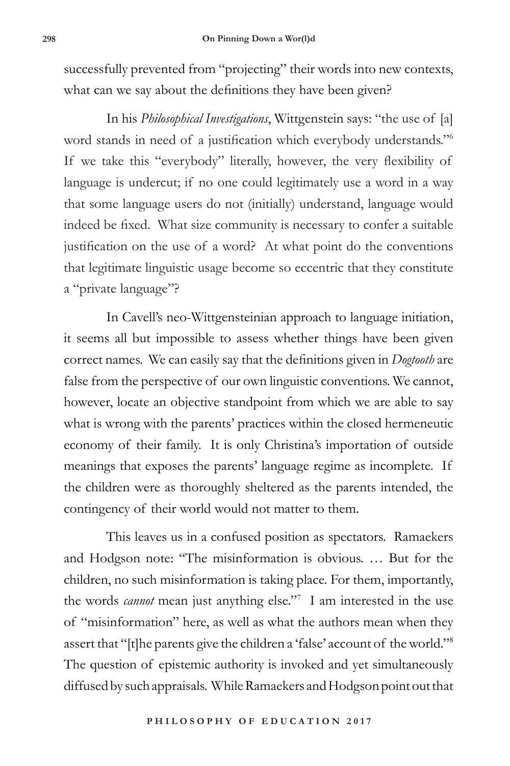successfully prevented from "projecting" their words into new contexts, what can we say about the definitions they have been given?

In his *Philosophical Investigations*, Wittgenstein says: "the use of [a] word stands in need of a justification which everybody understands."[6] If we take this "everybody" literally, however, the very flexibility of language is undercut; if no one could legitimately use a word in a way that some language users do not (initially) understand, language would indeed be fixed. What size community is necessary to confer a suitable justification on the use of a word? At what point do the conventions that legitimate linguistic usage become so eccentric that they constitute a "private language"?

In Cavell's neo-Wittgensteinian approach to language initiation, it seems all but impossible to assess whether things have been given correct names. We can easily say that the definitions given in *Dogtooth* are false from the perspective of our own linguistic conventions. We cannot, however, locate an objective standpoint from which we are able to say what is wrong with the parents' practices within the closed hermeneutic economy of their family. It is only Christina's importation of outside meanings that exposes the parents' language regime as incomplete. If the children were as thoroughly sheltered as the parents intended, the contingency of their world would not matter to them.

This leaves us in a confused position as spectators. Ramaekers and Hodgson note: "The misinformation is obvious. … But for the children, no such misinformation is taking place. For them, importantly, the words *cannot* mean just anything else."[7] I am interested in the use of "misinformation" here, as well as what the authors mean when they assert that "[t]he parents give the children a 'false' account of the world."[8] The question of epistemic authority is invoked and yet simultaneously diffused by such appraisals. While Ramaekers and Hodgson point out that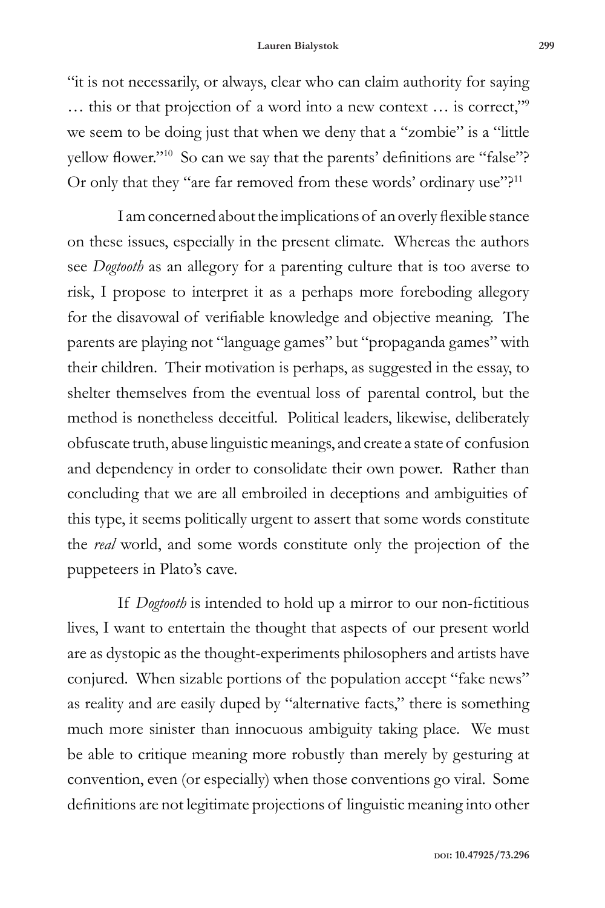"it is not necessarily, or always, clear who can claim authority for saying … this or that projection of a word into a new context … is correct,"[9] we seem to be doing just that when we deny that a "zombie" is a "little yellow flower."[10] So can we say that the parents' definitions are "false"? Or only that they "are far removed from these words' ordinary use"?[11]

I am concerned about the implications of an overly flexible stance on these issues, especially in the present climate. Whereas the authors see *Dogtooth* as an allegory for a parenting culture that is too averse to risk, I propose to interpret it as a perhaps more foreboding allegory for the disavowal of verifiable knowledge and objective meaning. The parents are playing not "language games" but "propaganda games" with their children. Their motivation is perhaps, as suggested in the essay, to shelter themselves from the eventual loss of parental control, but the method is nonetheless deceitful. Political leaders, likewise, deliberately obfuscate truth, abuse linguistic meanings, and create a state of confusion and dependency in order to consolidate their own power. Rather than concluding that we are all embroiled in deceptions and ambiguities of this type, it seems politically urgent to assert that some words constitute the *real* world, and some words constitute only the projection of the puppeteers in Plato's cave.

If *Dogtooth* is intended to hold up a mirror to our non-fictitious lives, I want to entertain the thought that aspects of our present world are as dystopic as the thought-experiments philosophers and artists have conjured. When sizable portions of the population accept "fake news" as reality and are easily duped by "alternative facts," there is something much more sinister than innocuous ambiguity taking place. We must be able to critique meaning more robustly than merely by gesturing at convention, even (or especially) when those conventions go viral. Some definitions are not legitimate projections of linguistic meaning into other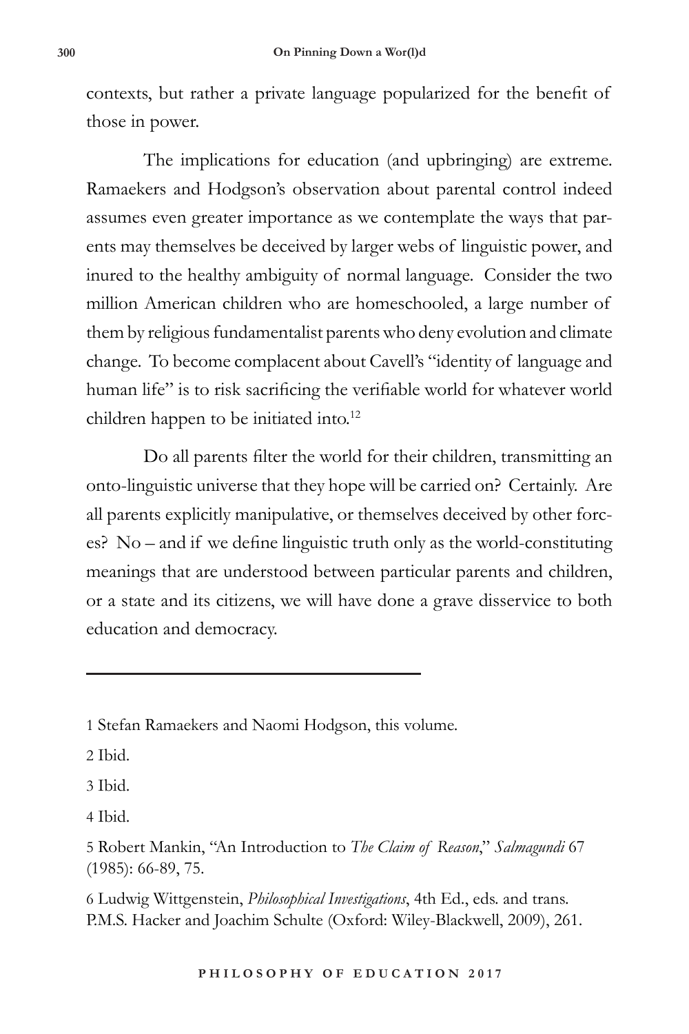contexts, but rather a private language popularized for the benefit of those in power.

The implications for education (and upbringing) are extreme. Ramaekers and Hodgson's observation about parental control indeed assumes even greater importance as we contemplate the ways that parents may themselves be deceived by larger webs of linguistic power, and inured to the healthy ambiguity of normal language. Consider the two million American children who are homeschooled, a large number of them by religious fundamentalist parents who deny evolution and climate change. To become complacent about Cavell's "identity of language and human life" is to risk sacrificing the verifiable world for whatever world children happen to be initiated into.[12]

Do all parents filter the world for their children, transmitting an onto-linguistic universe that they hope will be carried on? Certainly. Are all parents explicitly manipulative, or themselves deceived by other forces? No – and if we define linguistic truth only as the world-constituting meanings that are understood between particular parents and children, or a state and its citizens, we will have done a grave disservice to both education and democracy.

---

1 Stefan Ramaekers and Naomi Hodgson, this volume.

2 Ibid.

3 Ibid.

4 Ibid.

5 Robert Mankin, "An Introduction to *The Claim of Reason*," *Salmagundi* 67 (1985): 66-89, 75.

6 Ludwig Wittgenstein, *Philosophical Investigations*, 4th Ed., eds. and trans. P.M.S. Hacker and Joachim Schulte (Oxford: Wiley-Blackwell, 2009), 261.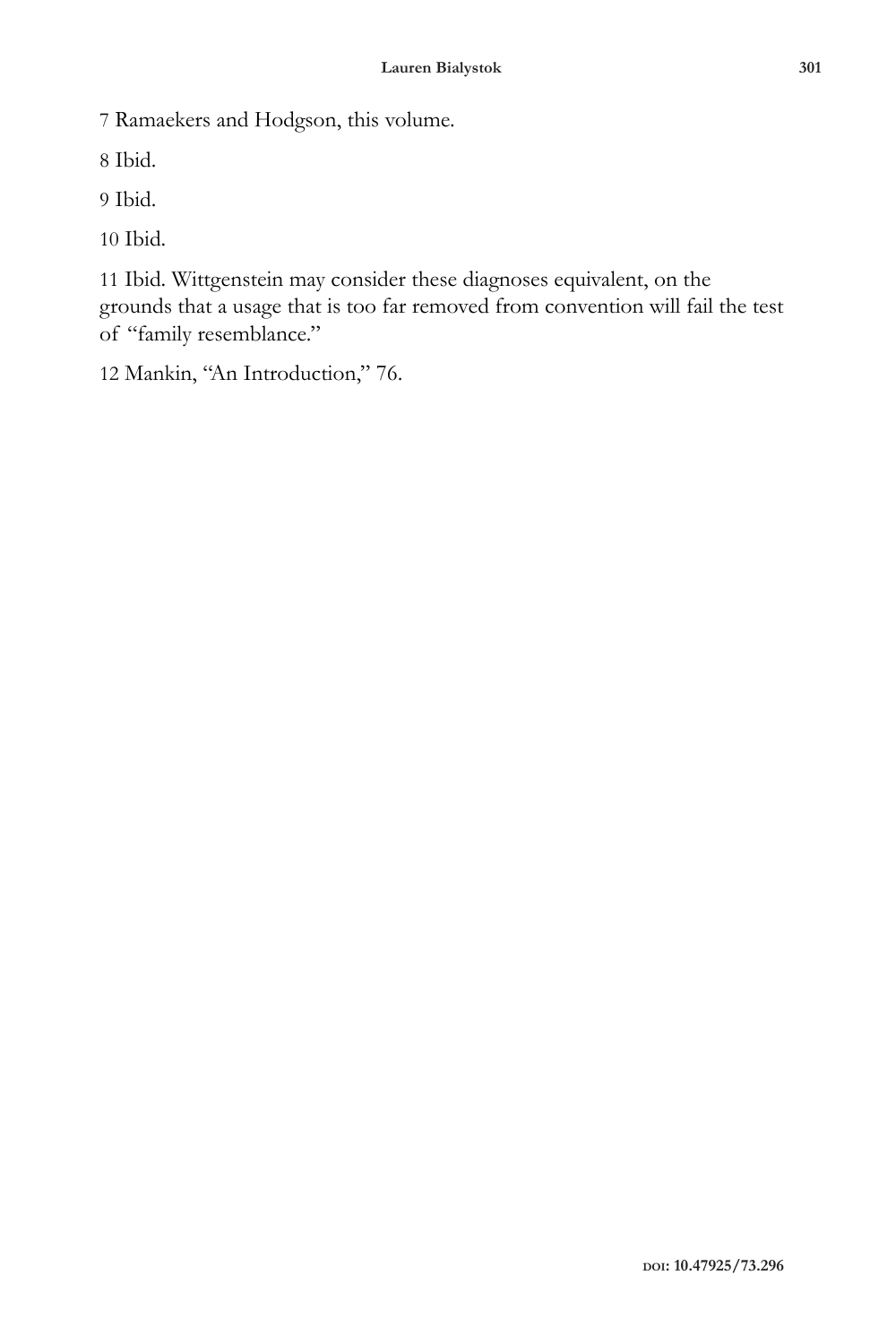7 Ramaekers and Hodgson, this volume.

8 Ibid.

9 Ibid.

10 Ibid.

11 Ibid. Wittgenstein may consider these diagnoses equivalent, on the grounds that a usage that is too far removed from convention will fail the test of "family resemblance."

12 Mankin, "An Introduction," 76.